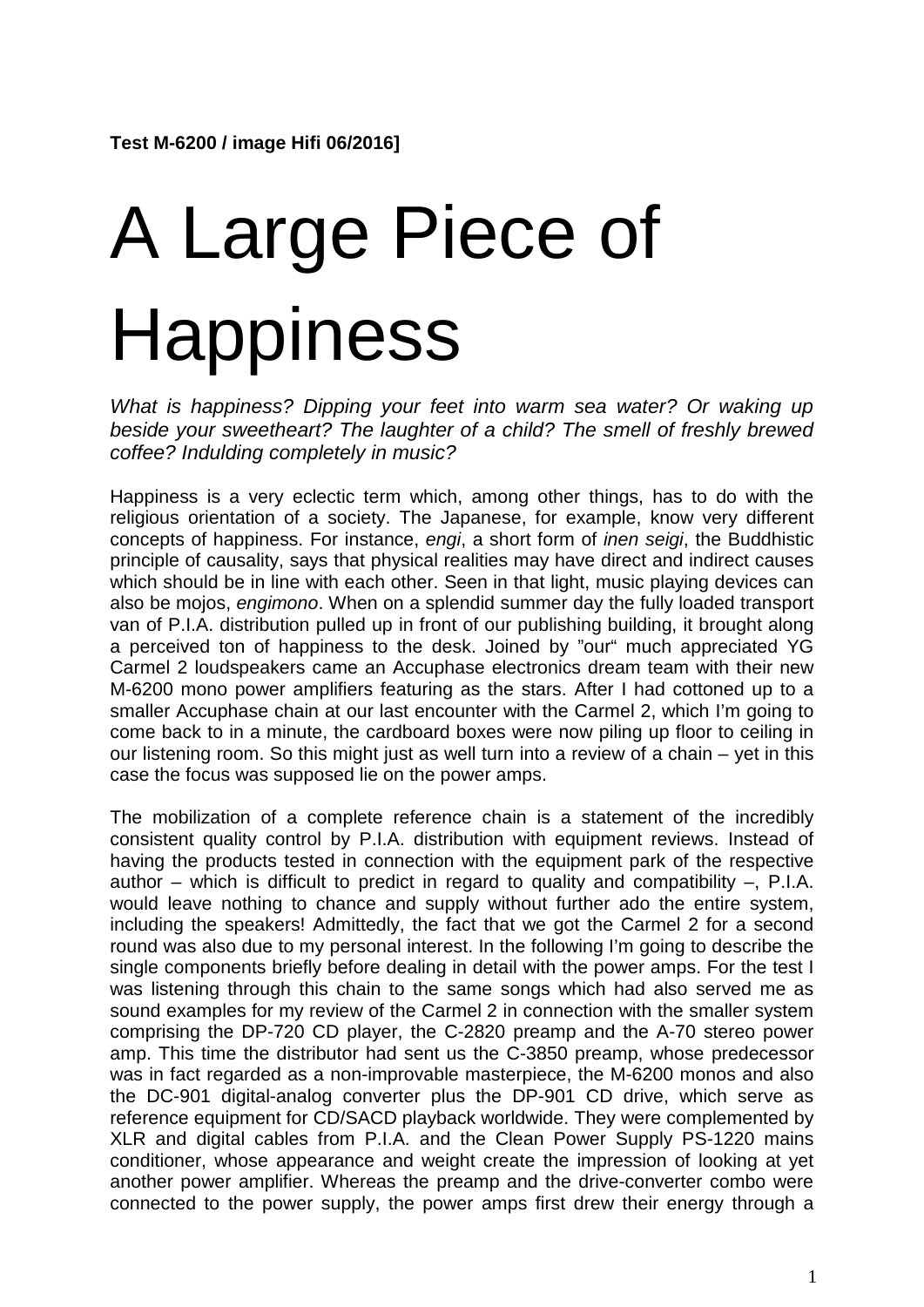**Test M-6200 / image Hifi 06/2016]**

# A Large Piece of Happiness

*What is happiness? Dipping your feet into warm sea water? Or waking up beside your sweetheart? The laughter of a child? The smell of freshly brewed coffee? Indulding completely in music?*

Happiness is a very eclectic term which, among other things, has to do with the religious orientation of a society. The Japanese, for example, know very different concepts of happiness. For instance, *engi*, a short form of *inen seigi*, the Buddhistic principle of causality, says that physical realities may have direct and indirect causes which should be in line with each other. Seen in that light, music playing devices can also be mojos, *engimono*. When on a splendid summer day the fully loaded transport van of P.I.A. distribution pulled up in front of our publishing building, it brought along a perceived ton of happiness to the desk. Joined by "our" much appreciated YG Carmel 2 loudspeakers came an Accuphase electronics dream team with their new M-6200 mono power amplifiers featuring as the stars. After I had cottoned up to a smaller Accuphase chain at our last encounter with the Carmel 2, which I'm going to come back to in a minute, the cardboard boxes were now piling up floor to ceiling in our listening room. So this might just as well turn into a review of a chain – yet in this case the focus was supposed lie on the power amps.

The mobilization of a complete reference chain is a statement of the incredibly consistent quality control by P.I.A. distribution with equipment reviews. Instead of having the products tested in connection with the equipment park of the respective author – which is difficult to predict in regard to quality and compatibility –, P.I.A. would leave nothing to chance and supply without further ado the entire system, including the speakers! Admittedly, the fact that we got the Carmel 2 for a second round was also due to my personal interest. In the following I'm going to describe the single components briefly before dealing in detail with the power amps. For the test I was listening through this chain to the same songs which had also served me as sound examples for my review of the Carmel 2 in connection with the smaller system comprising the DP-720 CD player, the C-2820 preamp and the A-70 stereo power amp. This time the distributor had sent us the C-3850 preamp, whose predecessor was in fact regarded as a non-improvable masterpiece, the M-6200 monos and also the DC-901 digital-analog converter plus the DP-901 CD drive, which serve as reference equipment for CD/SACD playback worldwide. They were complemented by XLR and digital cables from P.I.A. and the Clean Power Supply PS-1220 mains conditioner, whose appearance and weight create the impression of looking at yet another power amplifier. Whereas the preamp and the drive-converter combo were connected to the power supply, the power amps first drew their energy through a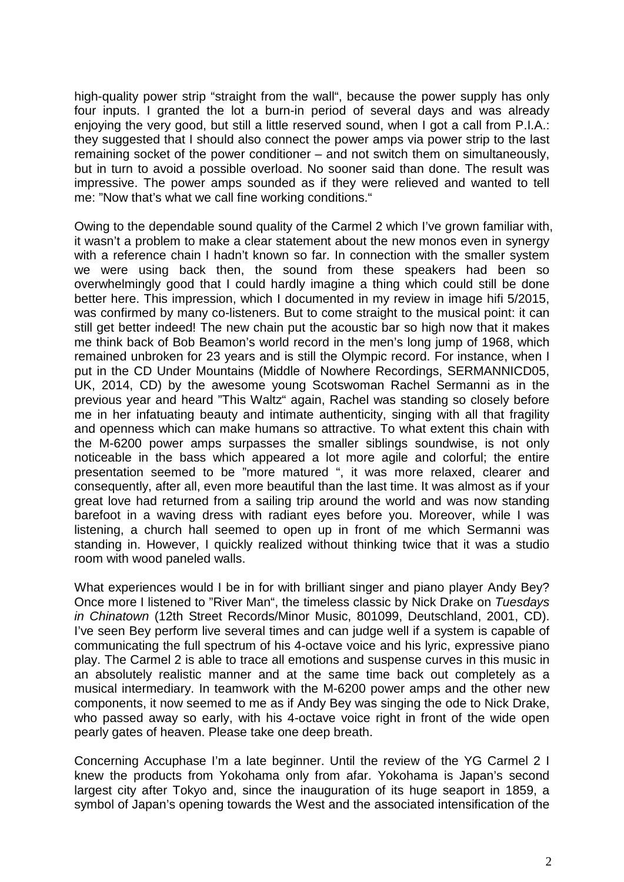high-quality power strip “straight from the wall“, because the power supply has only four inputs. I granted the lot a burn-in period of several days and was already enjoying the very good, but still a little reserved sound, when I got a call from P.I.A.: they suggested that I should also connect the power amps via power strip to the last remaining socket of the power conditioner – and not switch them on simultaneously, but in turn to avoid a possible overload. No sooner said than done. The result was impressive. The power amps sounded as if they were relieved and wanted to tell me: ”Now that’s what we call fine working conditions.“

Owing to the dependable sound quality of the Carmel 2 which I’ve grown familiar with, it wasn’t a problem to make a clear statement about the new monos even in synergy with a reference chain I hadn’t known so far. In connection with the smaller system we were using back then, the sound from these speakers had been so overwhelmingly good that I could hardly imagine a thing which could still be done better here. This impression, which I documented in my review in image hifi 5/2015, was confirmed by many co-listeners. But to come straight to the musical point: it can still get better indeed! The new chain put the acoustic bar so high now that it makes me think back of Bob Beamon’s world record in the men’s long jump of 1968, which remained unbroken for 23 years and is still the Olympic record. For instance, when I put in the CD Under Mountains (Middle of Nowhere Recordings, SERMANNICD05, UK, 2014, CD) by the awesome young Scotswoman Rachel Sermanni as in the previous year and heard ”This Waltz“ again, Rachel was standing so closely before me in her infatuating beauty and intimate authenticity, singing with all that fragility and openness which can make humans so attractive. To what extent this chain with the M-6200 power amps surpasses the smaller siblings soundwise, is not only noticeable in the bass which appeared a lot more agile and colorful; the entire presentation seemed to be ”more matured “, it was more relaxed, clearer and consequently, after all, even more beautiful than the last time. It was almost as if your great love had returned from a sailing trip around the world and was now standing barefoot in a waving dress with radiant eyes before you. Moreover, while I was listening, a church hall seemed to open up in front of me which Sermanni was standing in. However, I quickly realized without thinking twice that it was a studio room with wood paneled walls.

What experiences would I be in for with brilliant singer and piano player Andy Bey? Once more I listened to ”River Man“, the timeless classic by Nick Drake on *Tuesdays in Chinatown* (12th Street Records/Minor Music, 801099, Deutschland, 2001, CD). I’ve seen Bey perform live several times and can judge well if a system is capable of communicating the full spectrum of his 4-octave voice and his lyric, expressive piano play. The Carmel 2 is able to trace all emotions and suspense curves in this music in an absolutely realistic manner and at the same time back out completely as a musical intermediary. In teamwork with the M-6200 power amps and the other new components, it now seemed to me as if Andy Bey was singing the ode to Nick Drake, who passed away so early, with his 4-octave voice right in front of the wide open pearly gates of heaven. Please take one deep breath.

Concerning Accuphase I’m a late beginner. Until the review of the YG Carmel 2 I knew the products from Yokohama only from afar. Yokohama is Japan’s second largest city after Tokyo and, since the inauguration of its huge seaport in 1859, a symbol of Japan’s opening towards the West and the associated intensification of the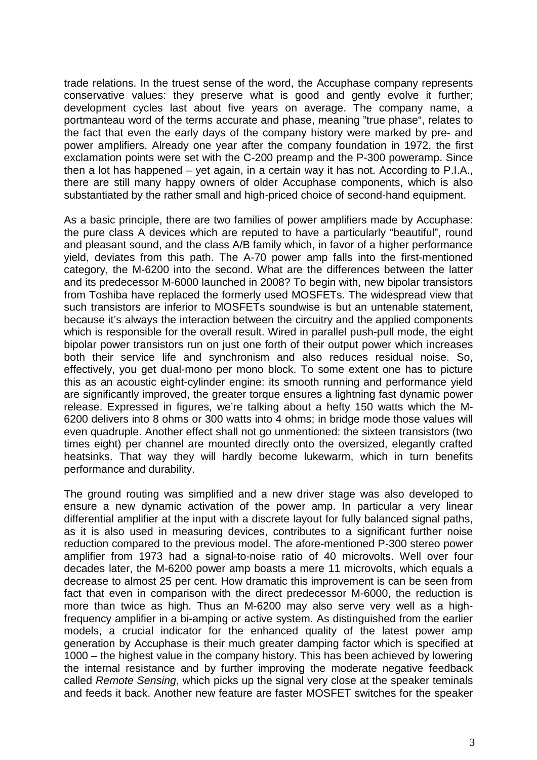trade relations. In the truest sense of the word, the Accuphase company represents conservative values: they preserve what is good and gently evolve it further; development cycles last about five years on average. The company name, a portmanteau word of the terms accurate and phase, meaning "true phase", relates to the fact that even the early days of the company history were marked by pre- and power amplifiers. Already one year after the company foundation in 1972, the first exclamation points were set with the C-200 preamp and the P-300 poweramp. Since then a lot has happened – yet again, in a certain way it has not. According to P.I.A., there are still many happy owners of older Accuphase components, which is also substantiated by the rather small and high-priced choice of second-hand equipment.

As a basic principle, there are two families of power amplifiers made by Accuphase: the pure class A devices which are reputed to have a particularly "beautiful", round and pleasant sound, and the class A/B family which, in favor of a higher performance yield, deviates from this path. The A-70 power amp falls into the first-mentioned category, the M-6200 into the second. What are the differences between the latter and its predecessor M-6000 launched in 2008? To begin with, new bipolar transistors from Toshiba have replaced the formerly used MOSFETs. The widespread view that such transistors are inferior to MOSFETs soundwise is but an untenable statement, because it's always the interaction between the circuitry and the applied components which is responsible for the overall result. Wired in parallel push-pull mode, the eight bipolar power transistors run on just one forth of their output power which increases both their service life and synchronism and also reduces residual noise. So, effectively, you get dual-mono per mono block. To some extent one has to picture this as an acoustic eight-cylinder engine: its smooth running and performance yield are significantly improved, the greater torque ensures a lightning fast dynamic power release. Expressed in figures, we're talking about a hefty 150 watts which the M-6200 delivers into 8 ohms or 300 watts into 4 ohms; in bridge mode those values will even quadruple. Another effect shall not go unmentioned: the sixteen transistors (two times eight) per channel are mounted directly onto the oversized, elegantly crafted heatsinks. That way they will hardly become lukewarm, which in turn benefits performance and durability.

The ground routing was simplified and a new driver stage was also developed to ensure a new dynamic activation of the power amp. In particular a very linear differential amplifier at the input with a discrete layout for fully balanced signal paths, as it is also used in measuring devices, contributes to a significant further noise reduction compared to the previous model. The afore-mentioned P-300 stereo power amplifier from 1973 had a signal-to-noise ratio of 40 microvolts. Well over four decades later, the M-6200 power amp boasts a mere 11 microvolts, which equals a decrease to almost 25 per cent. How dramatic this improvement is can be seen from fact that even in comparison with the direct predecessor M-6000, the reduction is more than twice as high. Thus an M-6200 may also serve very well as a high-frequency amplifier in a bi-amping or active system. As distinguished from the earlier models, a crucial indicator for the enhanced quality of the latest power amp generation by Accuphase is their much greater damping factor which is specified at 1000 – the highest value in the company history. This has been achieved by lowering the internal resistance and by further improving the moderate negative feedback called *Remote Sensing*, which picks up the signal very close at the speaker teminals and feeds it back. Another new feature are faster MOSFET switches for the speaker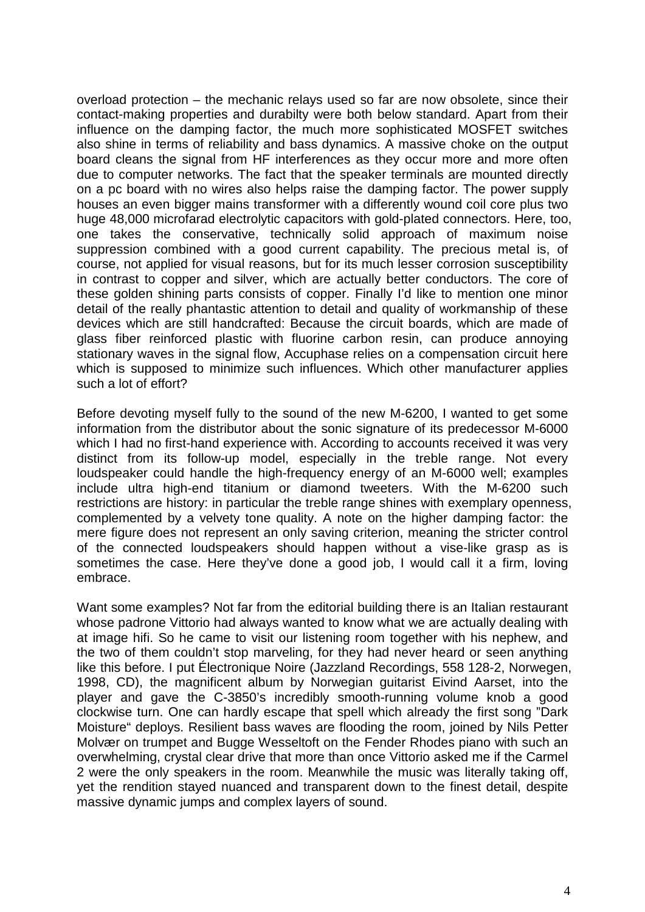overload protection – the mechanic relays used so far are now obsolete, since their contact-making properties and durabilty were both below standard. Apart from their influence on the damping factor, the much more sophisticated MOSFET switches also shine in terms of reliability and bass dynamics. A massive choke on the output board cleans the signal from HF interferences as they occur more and more often due to computer networks. The fact that the speaker terminals are mounted directly on a pc board with no wires also helps raise the damping factor. The power supply houses an even bigger mains transformer with a differently wound coil core plus two huge 48,000 microfarad electrolytic capacitors with gold-plated connectors. Here, too, one takes the conservative, technically solid approach of maximum noise suppression combined with a good current capability. The precious metal is, of course, not applied for visual reasons, but for its much lesser corrosion susceptibility in contrast to copper and silver, which are actually better conductors. The core of these golden shining parts consists of copper. Finally I'd like to mention one minor detail of the really phantastic attention to detail and quality of workmanship of these devices which are still handcrafted: Because the circuit boards, which are made of glass fiber reinforced plastic with fluorine carbon resin, can produce annoying stationary waves in the signal flow, Accuphase relies on a compensation circuit here which is supposed to minimize such influences. Which other manufacturer applies such a lot of effort?

Before devoting myself fully to the sound of the new M-6200, I wanted to get some information from the distributor about the sonic signature of its predecessor M-6000 which I had no first-hand experience with. According to accounts received it was very distinct from its follow-up model, especially in the treble range. Not every loudspeaker could handle the high-frequency energy of an M-6000 well; examples include ultra high-end titanium or diamond tweeters. With the M-6200 such restrictions are history: in particular the treble range shines with exemplary openness, complemented by a velvety tone quality. A note on the higher damping factor: the mere figure does not represent an only saving criterion, meaning the stricter control of the connected loudspeakers should happen without a vise-like grasp as is sometimes the case. Here they've done a good job, I would call it a firm, loving embrace.

Want some examples? Not far from the editorial building there is an Italian restaurant whose padrone Vittorio had always wanted to know what we are actually dealing with at image hifi. So he came to visit our listening room together with his nephew, and the two of them couldn't stop marveling, for they had never heard or seen anything like this before. I put Électronique Noire (Jazzland Recordings, 558 128-2, Norwegen, 1998, CD), the magnificent album by Norwegian guitarist Eivind Aarset, into the player and gave the C-3850's incredibly smooth-running volume knob a good clockwise turn. One can hardly escape that spell which already the first song "Dark Moisture" deploys. Resilient bass waves are flooding the room, joined by Nils Petter Molvær on trumpet and Bugge Wesseltoft on the Fender Rhodes piano with such an overwhelming, crystal clear drive that more than once Vittorio asked me if the Carmel 2 were the only speakers in the room. Meanwhile the music was literally taking off, yet the rendition stayed nuanced and transparent down to the finest detail, despite massive dynamic jumps and complex layers of sound.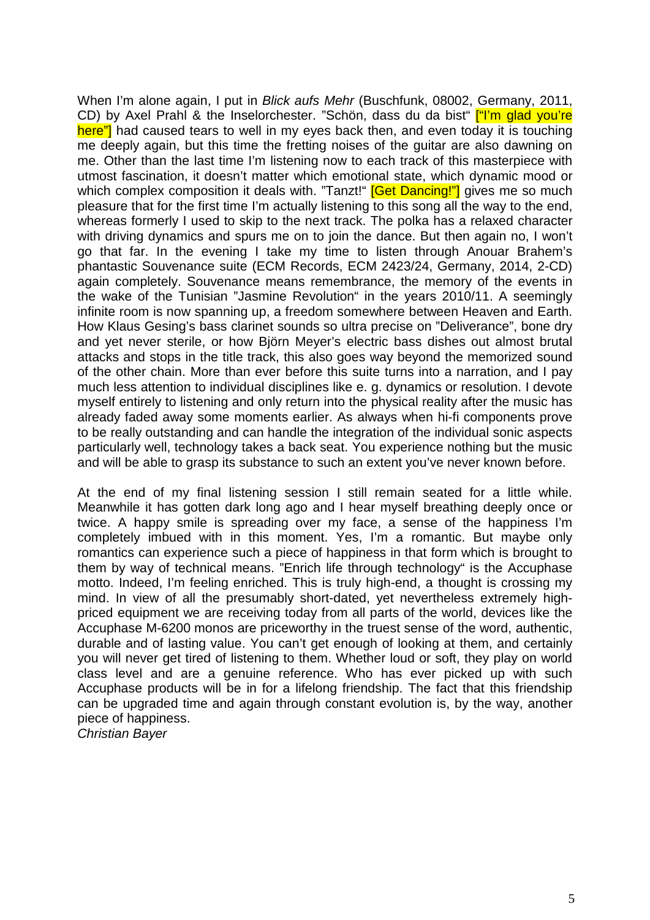When I'm alone again, I put in *Blick aufs Mehr* (Buschfunk, 08002, Germany, 2011, CD) by Axel Prahl & the Inselorchester. "Schön, dass du da bist" ["I'm glad you're here"] had caused tears to well in my eyes back then, and even today it is touching me deeply again, but this time the fretting noises of the guitar are also dawning on me. Other than the last time I'm listening now to each track of this masterpiece with utmost fascination, it doesn't matter which emotional state, which dynamic mood or which complex composition it deals with. "Tanzt!" [Get Dancing!"] gives me so much pleasure that for the first time I'm actually listening to this song all the way to the end, whereas formerly I used to skip to the next track. The polka has a relaxed character with driving dynamics and spurs me on to join the dance. But then again no, I won't go that far. In the evening I take my time to listen through Anouar Brahem's phantastic Souvenance suite (ECM Records, ECM 2423/24, Germany, 2014, 2-CD) again completely. Souvenance means remembrance, the memory of the events in the wake of the Tunisian "Jasmine Revolution" in the years 2010/11. A seemingly infinite room is now spanning up, a freedom somewhere between Heaven and Earth. How Klaus Gesing's bass clarinet sounds so ultra precise on "Deliverance", bone dry and yet never sterile, or how Björn Meyer's electric bass dishes out almost brutal attacks and stops in the title track, this also goes way beyond the memorized sound of the other chain. More than ever before this suite turns into a narration, and I pay much less attention to individual disciplines like e. g. dynamics or resolution. I devote myself entirely to listening and only return into the physical reality after the music has already faded away some moments earlier. As always when hi-fi components prove to be really outstanding and can handle the integration of the individual sonic aspects particularly well, technology takes a back seat. You experience nothing but the music and will be able to grasp its substance to such an extent you've never known before.

At the end of my final listening session I still remain seated for a little while. Meanwhile it has gotten dark long ago and I hear myself breathing deeply once or twice. A happy smile is spreading over my face, a sense of the happiness I'm completely imbued with in this moment. Yes, I'm a romantic. But maybe only romantics can experience such a piece of happiness in that form which is brought to them by way of technical means. "Enrich life through technology" is the Accuphase motto. Indeed, I'm feeling enriched. This is truly high-end, a thought is crossing my mind. In view of all the presumably short-dated, yet nevertheless extremely high-priced equipment we are receiving today from all parts of the world, devices like the Accuphase M-6200 monos are priceworthy in the truest sense of the word, authentic, durable and of lasting value. You can't get enough of looking at them, and certainly you will never get tired of listening to them. Whether loud or soft, they play on world class level and are a genuine reference. Who has ever picked up with such Accuphase products will be in for a lifelong friendship. The fact that this friendship can be upgraded time and again through constant evolution is, by the way, another piece of happiness.

*Christian Bayer*